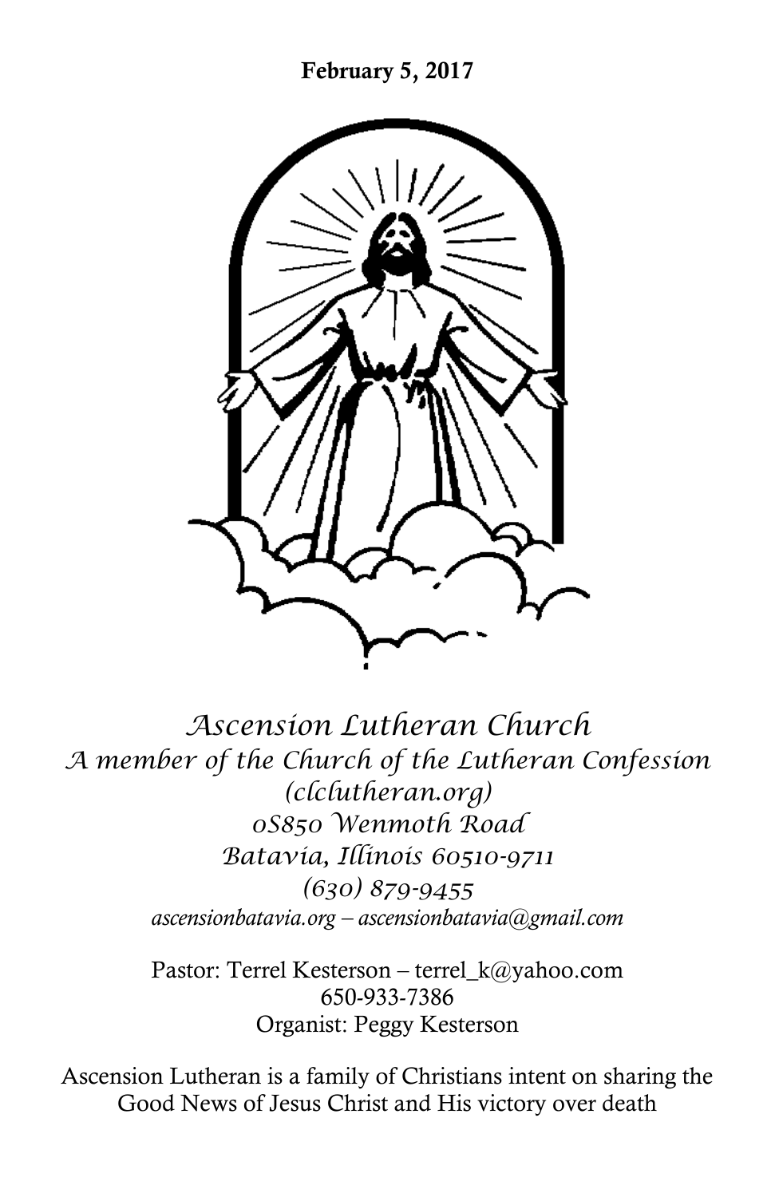**February 5, 2017**

*Ascension Lutheran Church*
*A member of the Church of the Lutheran Confession*
*(clclutheran.org)*
*0S850 Wenmoth Road*
*Batavia, Illinois 60510-9711*
*(630) 879-9455*
*ascensionbatavia.org – ascensionbatavia@gmail.com*

Pastor: Terrel Kesterson – terrel_k@yahoo.com
650-933-7386
Organist: Peggy Kesterson

Ascension Lutheran is a family of Christians intent on sharing the Good News of Jesus Christ and His victory over death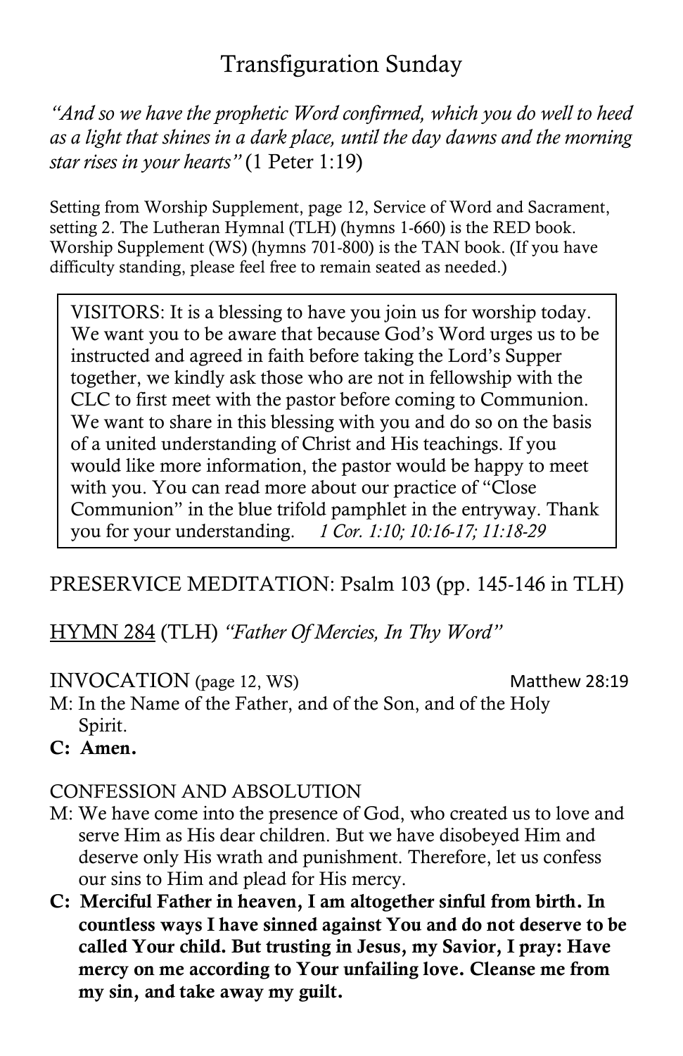# Transfiguration Sunday

*"And so we have the prophetic Word confirmed, which you do well to heed as a light that shines in a dark place, until the day dawns and the morning star rises in your hearts"* (1 Peter 1:19)

Setting from Worship Supplement, page 12, Service of Word and Sacrament, setting 2. The Lutheran Hymnal (TLH) (hymns 1-660) is the RED book. Worship Supplement (WS) (hymns 701-800) is the TAN book. (If you have difficulty standing, please feel free to remain seated as needed.)

> VISITORS: It is a blessing to have you join us for worship today. We want you to be aware that because God's Word urges us to be instructed and agreed in faith before taking the Lord's Supper together, we kindly ask those who are not in fellowship with the CLC to first meet with the pastor before coming to Communion. We want to share in this blessing with you and do so on the basis of a united understanding of Christ and His teachings. If you would like more information, the pastor would be happy to meet with you. You can read more about our practice of "Close Communion" in the blue trifold pamphlet in the entryway. Thank you for your understanding. *1 Cor. 1:10; 10:16-17; 11:18-29*

PRESERVICE MEDITATION: Psalm 103 (pp. 145-146 in TLH)

HYMN 284 (TLH) *"Father Of Mercies, In Thy Word"*

INVOCATION (page 12, WS) Matthew 28:19

M: In the Name of the Father, and of the Son, and of the Holy Spirit.

**C: Amen.**

CONFESSION AND ABSOLUTION

M: We have come into the presence of God, who created us to love and serve Him as His dear children. But we have disobeyed Him and deserve only His wrath and punishment. Therefore, let us confess our sins to Him and plead for His mercy.

**C: Merciful Father in heaven, I am altogether sinful from birth. In countless ways I have sinned against You and do not deserve to be called Your child. But trusting in Jesus, my Savior, I pray: Have mercy on me according to Your unfailing love. Cleanse me from my sin, and take away my guilt.**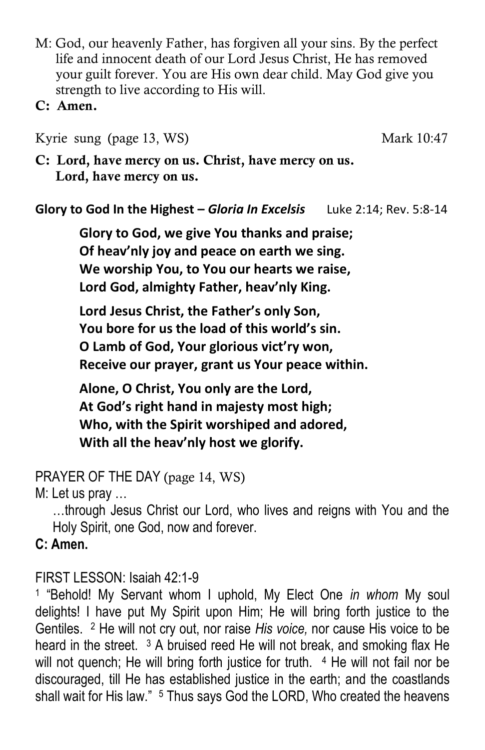M: God, our heavenly Father, has forgiven all your sins. By the perfect life and innocent death of our Lord Jesus Christ, He has removed your guilt forever. You are His own dear child. May God give you strength to live according to His will.

**C: Amen.**

Kyrie sung (page 13, WS) Mark 10:47

**C: Lord, have mercy on us. Christ, have mercy on us.**
**Lord, have mercy on us.**

**Glory to God In the Highest – *Gloria In Excelsis*** Luke 2:14; Rev. 5:8-14

**Glory to God, we give You thanks and praise;**
**Of heav'nly joy and peace on earth we sing.**
**We worship You, to You our hearts we raise,**
**Lord God, almighty Father, heav'nly King.**

**Lord Jesus Christ, the Father's only Son,**
**You bore for us the load of this world's sin.**
**O Lamb of God, Your glorious vict'ry won,**
**Receive our prayer, grant us Your peace within.**

**Alone, O Christ, You only are the Lord,**
**At God's right hand in majesty most high;**
**Who, with the Spirit worshiped and adored,**
**With all the heav'nly host we glorify.**

PRAYER OF THE DAY (page 14, WS)

M: Let us pray …

…through Jesus Christ our Lord, who lives and reigns with You and the Holy Spirit, one God, now and forever.

**C: Amen.**

FIRST LESSON: Isaiah 42:1-9

1 "Behold! My Servant whom I uphold, My Elect One *in whom* My soul delights! I have put My Spirit upon Him; He will bring forth justice to the Gentiles. 2 He will not cry out, nor raise *His voice,* nor cause His voice to be heard in the street. 3 A bruised reed He will not break, and smoking flax He will not quench; He will bring forth justice for truth. 4 He will not fail nor be discouraged, till He has established justice in the earth; and the coastlands shall wait for His law." 5 Thus says God the LORD, Who created the heavens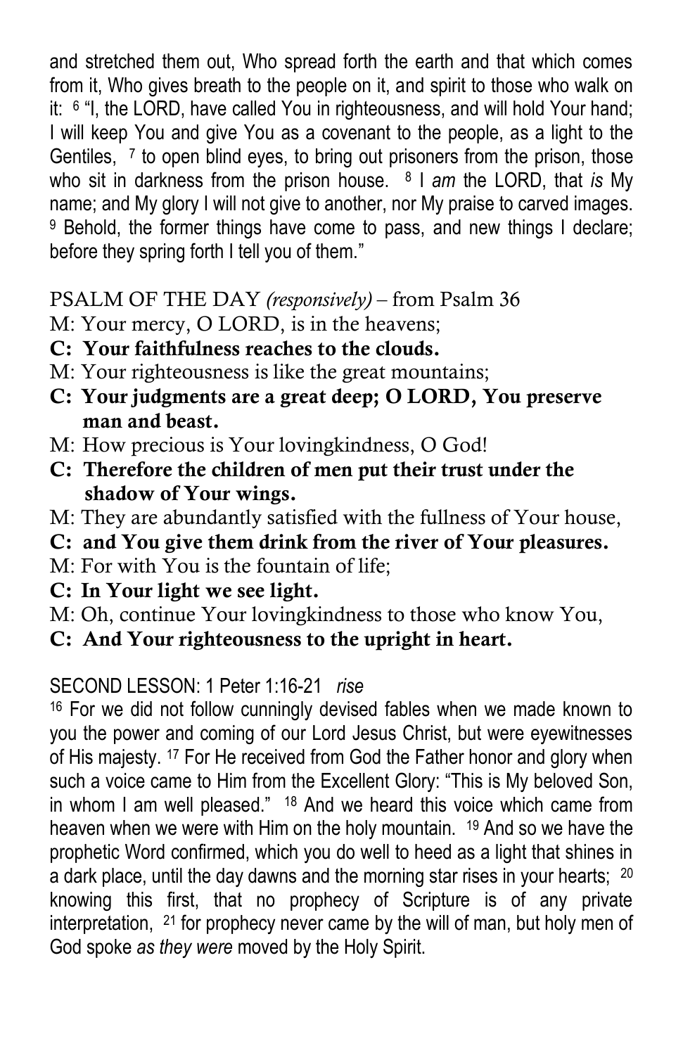and stretched them out, Who spread forth the earth and that which comes from it, Who gives breath to the people on it, and spirit to those who walk on it: [6] "I, the LORD, have called You in righteousness, and will hold Your hand; I will keep You and give You as a covenant to the people, as a light to the Gentiles, [7] to open blind eyes, to bring out prisoners from the prison, those who sit in darkness from the prison house. [8] I *am* the LORD, that *is* My name; and My glory I will not give to another, nor My praise to carved images. [9] Behold, the former things have come to pass, and new things I declare; before they spring forth I tell you of them."

PSALM OF THE DAY *(responsively)* – from Psalm 36

M: Your mercy, O LORD, is in the heavens;

**C: Your faithfulness reaches to the clouds.**

M: Your righteousness is like the great mountains;

**C: Your judgments are a great deep; O LORD, You preserve man and beast.**

M: How precious is Your lovingkindness, O God!

**C: Therefore the children of men put their trust under the shadow of Your wings.**

M: They are abundantly satisfied with the fullness of Your house,

**C: and You give them drink from the river of Your pleasures.**

M: For with You is the fountain of life;

**C: In Your light we see light.**

M: Oh, continue Your lovingkindness to those who know You,

**C: And Your righteousness to the upright in heart.**

SECOND LESSON: 1 Peter 1:16-21 *rise*

[16] For we did not follow cunningly devised fables when we made known to you the power and coming of our Lord Jesus Christ, but were eyewitnesses of His majesty. [17] For He received from God the Father honor and glory when such a voice came to Him from the Excellent Glory: "This is My beloved Son, in whom I am well pleased." [18] And we heard this voice which came from heaven when we were with Him on the holy mountain. [19] And so we have the prophetic Word confirmed, which you do well to heed as a light that shines in a dark place, until the day dawns and the morning star rises in your hearts; [20] knowing this first, that no prophecy of Scripture is of any private interpretation, [21] for prophecy never came by the will of man, but holy men of God spoke *as they were* moved by the Holy Spirit.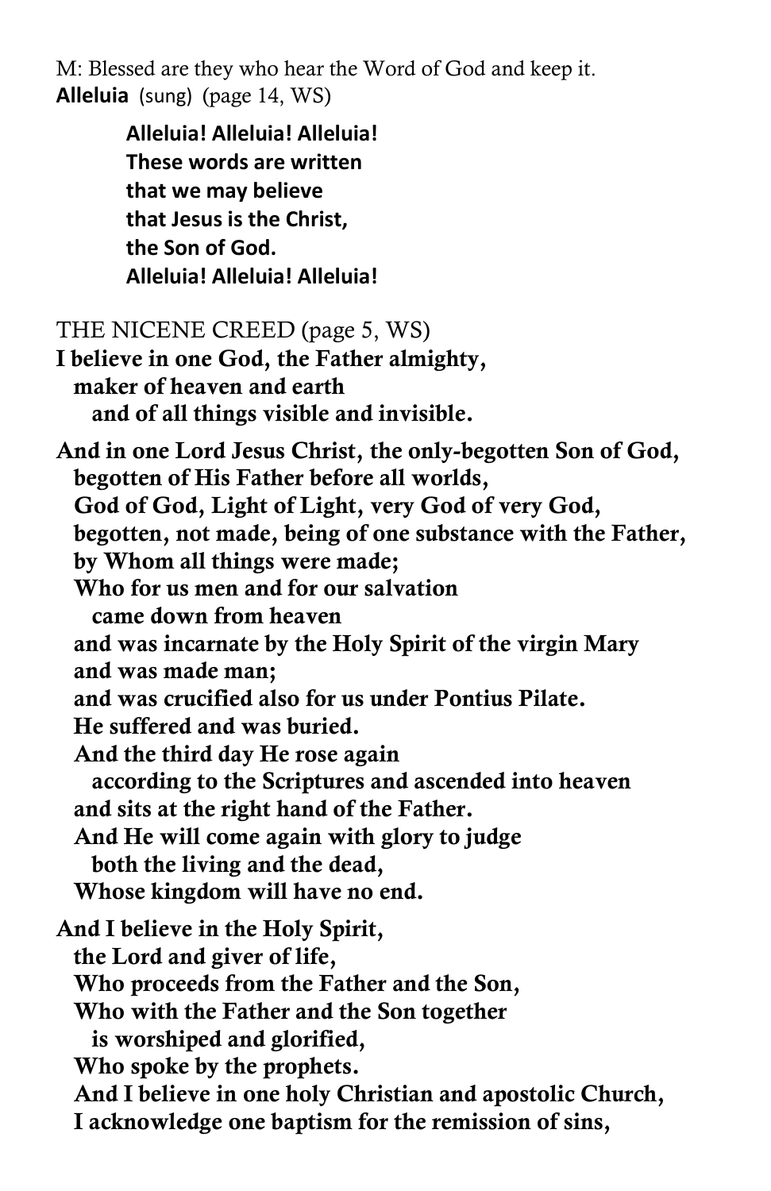M: Blessed are they who hear the Word of God and keep it.
**Alleluia** (sung) (page 14, WS)

> **Alleluia! Alleluia! Alleluia!**
> **These words are written**
> **that we may believe**
> **that Jesus is the Christ,**
> **the Son of God.**
> **Alleluia! Alleluia! Alleluia!**

THE NICENE CREED (page 5, WS)

**I believe in one God, the Father almighty,**
**maker of heaven and earth**
**and of all things visible and invisible.**

**And in one Lord Jesus Christ, the only-begotten Son of God,**
**begotten of His Father before all worlds,**
**God of God, Light of Light, very God of very God,**
**begotten, not made, being of one substance with the Father,**
**by Whom all things were made;**
**Who for us men and for our salvation**
**came down from heaven**
**and was incarnate by the Holy Spirit of the virgin Mary**
**and was made man;**
**and was crucified also for us under Pontius Pilate.**
**He suffered and was buried.**
**And the third day He rose again**
**according to the Scriptures and ascended into heaven**
**and sits at the right hand of the Father.**
**And He will come again with glory to judge**
**both the living and the dead,**
**Whose kingdom will have no end.**

**And I believe in the Holy Spirit,**
**the Lord and giver of life,**
**Who proceeds from the Father and the Son,**
**Who with the Father and the Son together**
**is worshiped and glorified,**
**Who spoke by the prophets.**
**And I believe in one holy Christian and apostolic Church,**
**I acknowledge one baptism for the remission of sins,**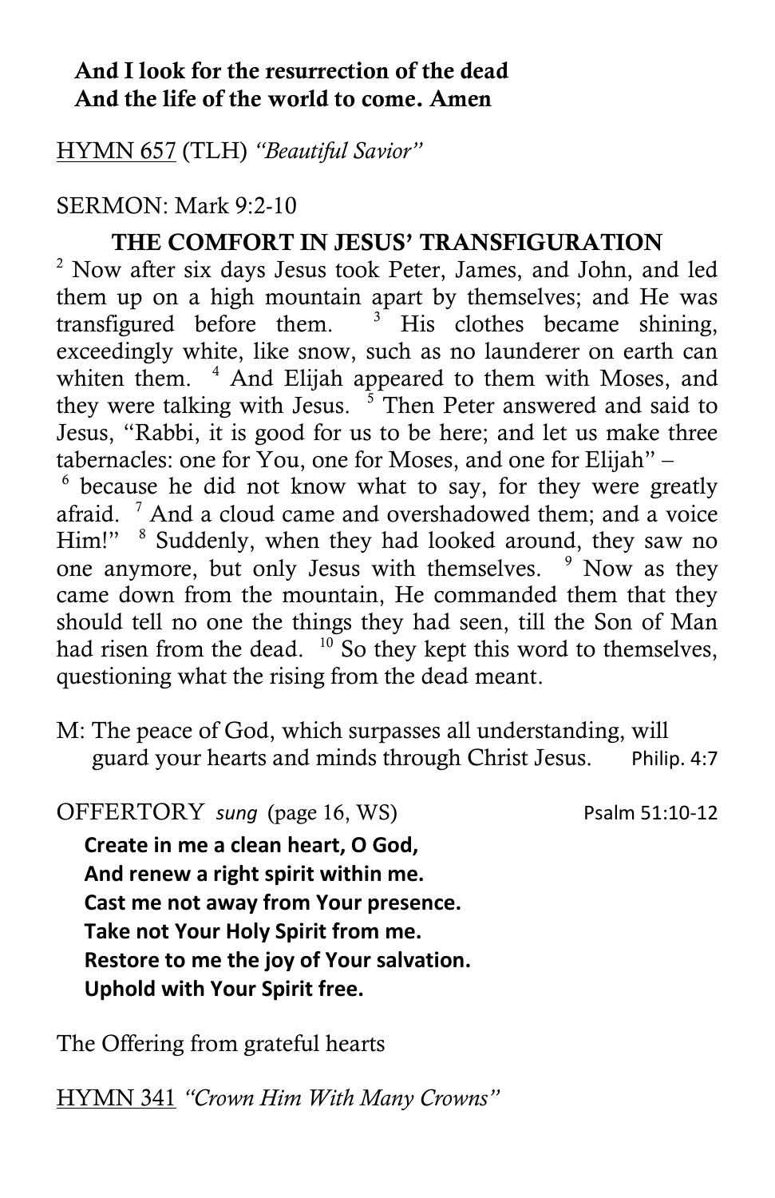**And I look for the resurrection of the dead**
**And the life of the world to come. Amen**

HYMN 657 (TLH) *"Beautiful Savior"*

SERMON: Mark 9:2-10

## THE COMFORT IN JESUS' TRANSFIGURATION

[2] Now after six days Jesus took Peter, James, and John, and led them up on a high mountain apart by themselves; and He was transfigured before them. [3] His clothes became shining, exceedingly white, like snow, such as no launderer on earth can whiten them. [4] And Elijah appeared to them with Moses, and they were talking with Jesus. [5] Then Peter answered and said to Jesus, "Rabbi, it is good for us to be here; and let us make three tabernacles: one for You, one for Moses, and one for Elijah" – [6] because he did not know what to say, for they were greatly afraid. [7] And a cloud came and overshadowed them; and a voice Him!" [8] Suddenly, when they had looked around, they saw no one anymore, but only Jesus with themselves. [9] Now as they came down from the mountain, He commanded them that they should tell no one the things they had seen, till the Son of Man had risen from the dead. [10] So they kept this word to themselves, questioning what the rising from the dead meant.

M: The peace of God, which surpasses all understanding, will guard your hearts and minds through Christ Jesus. Philip. 4:7

OFFERTORY *sung* (page 16, WS) Psalm 51:10-12

**Create in me a clean heart, O God,**
**And renew a right spirit within me.**
**Cast me not away from Your presence.**
**Take not Your Holy Spirit from me.**
**Restore to me the joy of Your salvation.**
**Uphold with Your Spirit free.**

The Offering from grateful hearts

HYMN 341 *"Crown Him With Many Crowns"*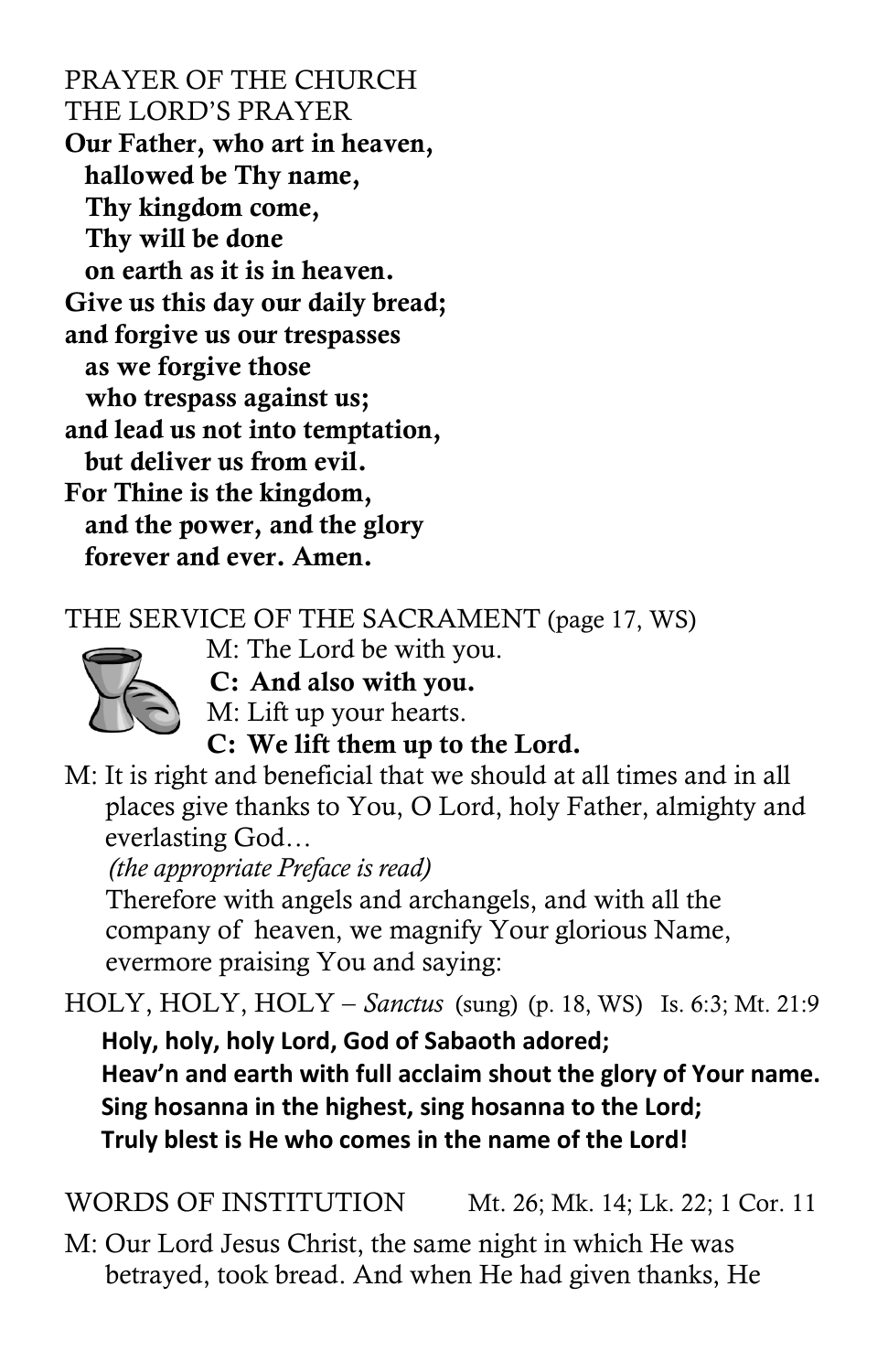PRAYER OF THE CHURCH

THE LORD'S PRAYER

**Our Father, who art in heaven,**
**hallowed be Thy name,**
**Thy kingdom come,**
**Thy will be done**
**on earth as it is in heaven.**
**Give us this day our daily bread;**
**and forgive us our trespasses**
**as we forgive those**
**who trespass against us;**
**and lead us not into temptation,**
**but deliver us from evil.**
**For Thine is the kingdom,**
**and the power, and the glory**
**forever and ever. Amen.**

THE SERVICE OF THE SACRAMENT (page 17, WS)

M: The Lord be with you.

**C: And also with you.**

M: Lift up your hearts.

**C: We lift them up to the Lord.**

M: It is right and beneficial that we should at all times and in all places give thanks to You, O Lord, holy Father, almighty and everlasting God…

*(the appropriate Preface is read)*

Therefore with angels and archangels, and with all the company of heaven, we magnify Your glorious Name, evermore praising You and saying:

HOLY, HOLY, HOLY – *Sanctus* (sung) (p. 18, WS) Is. 6:3; Mt. 21:9

**Holy, holy, holy Lord, God of Sabaoth adored;**
**Heav'n and earth with full acclaim shout the glory of Your name.**
**Sing hosanna in the highest, sing hosanna to the Lord;**
**Truly blest is He who comes in the name of the Lord!**

WORDS OF INSTITUTION Mt. 26; Mk. 14; Lk. 22; 1 Cor. 11

M: Our Lord Jesus Christ, the same night in which He was betrayed, took bread. And when He had given thanks, He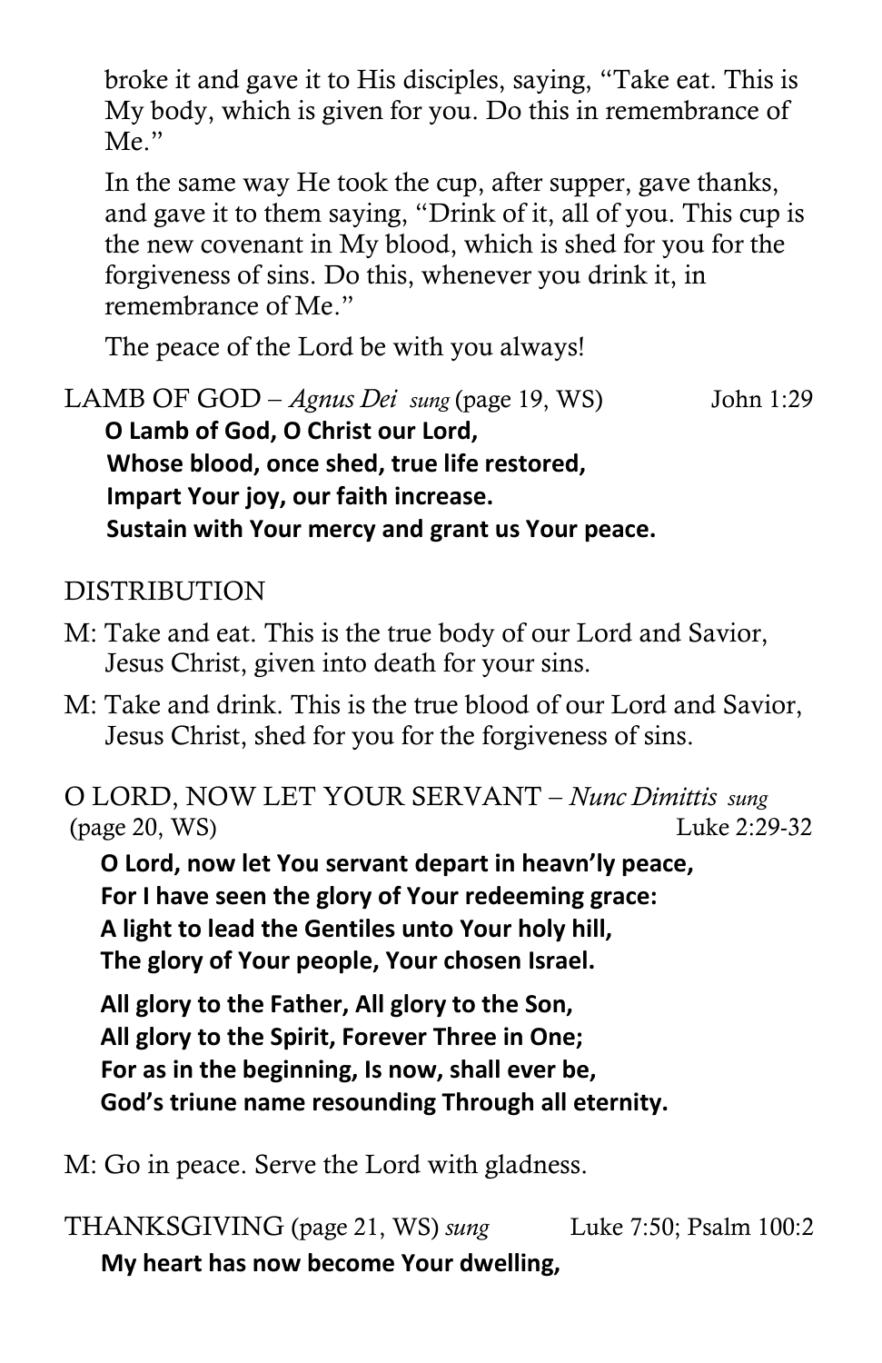broke it and gave it to His disciples, saying, "Take eat. This is My body, which is given for you. Do this in remembrance of Me."

In the same way He took the cup, after supper, gave thanks, and gave it to them saying, "Drink of it, all of you. This cup is the new covenant in My blood, which is shed for you for the forgiveness of sins. Do this, whenever you drink it, in remembrance of Me."

The peace of the Lord be with you always!

LAMB OF GOD – *Agnus Dei* *sung* (page 19, WS) John 1:29

**O Lamb of God, O Christ our Lord,**
**Whose blood, once shed, true life restored,**
**Impart Your joy, our faith increase.**
**Sustain with Your mercy and grant us Your peace.**

DISTRIBUTION

M: Take and eat. This is the true body of our Lord and Savior, Jesus Christ, given into death for your sins.

M: Take and drink. This is the true blood of our Lord and Savior, Jesus Christ, shed for you for the forgiveness of sins.

O LORD, NOW LET YOUR SERVANT – *Nunc Dimittis* *sung* (page 20, WS) Luke 2:29-32

**O Lord, now let You servant depart in heavn'ly peace,**
**For I have seen the glory of Your redeeming grace:**
**A light to lead the Gentiles unto Your holy hill,**
**The glory of Your people, Your chosen Israel.**

**All glory to the Father, All glory to the Son,**
**All glory to the Spirit, Forever Three in One;**
**For as in the beginning, Is now, shall ever be,**
**God's triune name resounding Through all eternity.**

M: Go in peace. Serve the Lord with gladness.

THANKSGIVING (page 21, WS) *sung* Luke 7:50; Psalm 100:2

**My heart has now become Your dwelling,**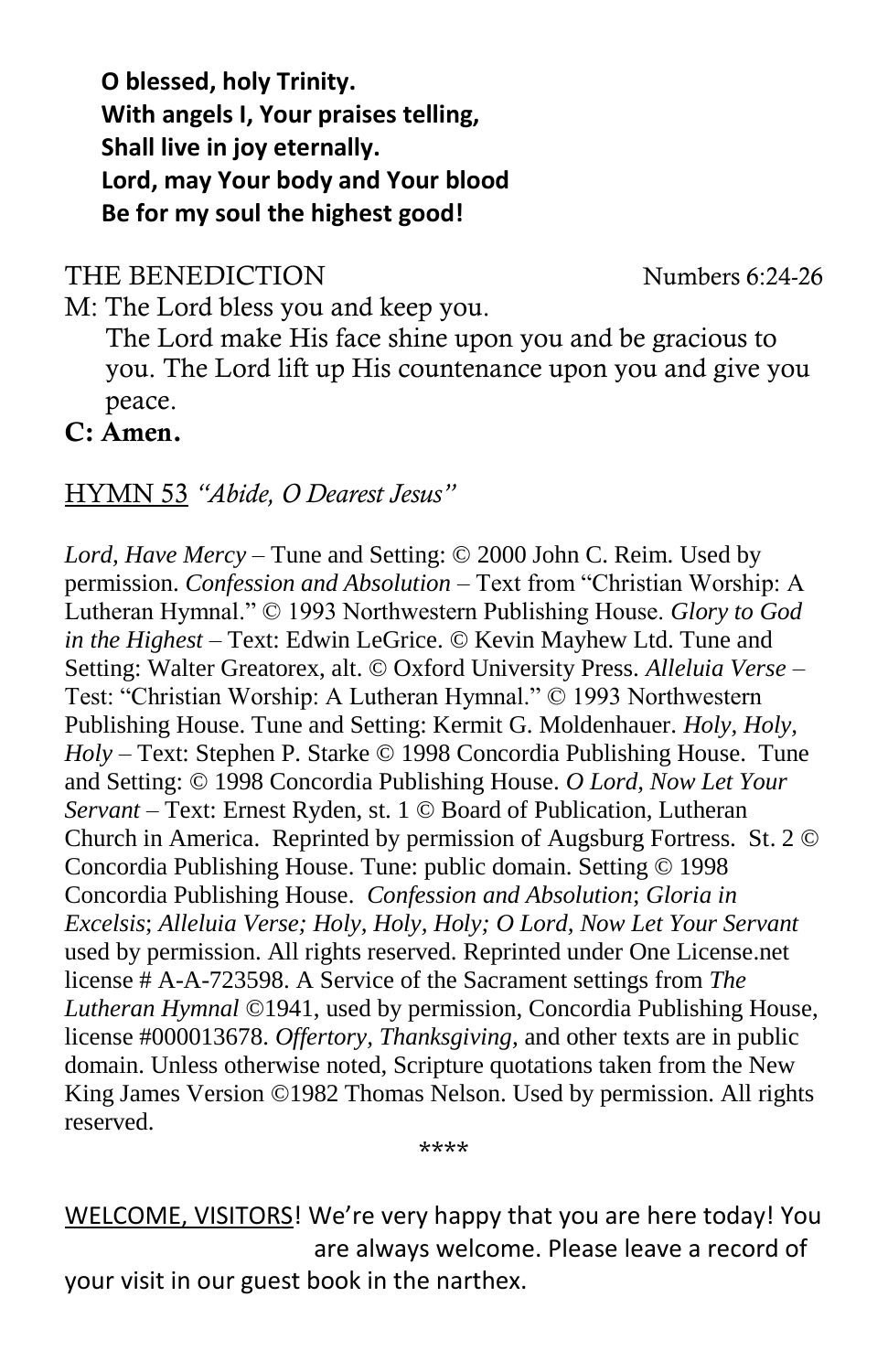**O blessed, holy Trinity.**
**With angels I, Your praises telling,**
**Shall live in joy eternally.**
**Lord, may Your body and Your blood**
**Be for my soul the highest good!**

THE BENEDICTION Numbers 6:24-26

M: The Lord bless you and keep you.
The Lord make His face shine upon you and be gracious to you. The Lord lift up His countenance upon you and give you peace.

**C: Amen.**

HYMN 53 *"Abide, O Dearest Jesus"*

*Lord, Have Mercy* – Tune and Setting: © 2000 John C. Reim. Used by permission. *Confession and Absolution* – Text from "Christian Worship: A Lutheran Hymnal." © 1993 Northwestern Publishing House. *Glory to God in the Highest* – Text: Edwin LeGrice. © Kevin Mayhew Ltd. Tune and Setting: Walter Greatorex, alt. © Oxford University Press. *Alleluia Verse* – Test: "Christian Worship: A Lutheran Hymnal." © 1993 Northwestern Publishing House. Tune and Setting: Kermit G. Moldenhauer. *Holy, Holy, Holy* – Text: Stephen P. Starke © 1998 Concordia Publishing House. Tune and Setting: © 1998 Concordia Publishing House. *O Lord, Now Let Your Servant* – Text: Ernest Ryden, st. 1 © Board of Publication, Lutheran Church in America. Reprinted by permission of Augsburg Fortress. St. 2 © Concordia Publishing House. Tune: public domain. Setting © 1998 Concordia Publishing House. *Confession and Absolution*; *Gloria in Excelsis*; *Alleluia Verse; Holy, Holy, Holy; O Lord, Now Let Your Servant* used by permission. All rights reserved. Reprinted under One License.net license # A-A-723598. A Service of the Sacrament settings from *The Lutheran Hymnal* ©1941, used by permission, Concordia Publishing House, license #000013678. *Offertory, Thanksgiving,* and other texts are in public domain. Unless otherwise noted, Scripture quotations taken from the New King James Version ©1982 Thomas Nelson. Used by permission. All rights reserved.

\*\*\*\*

WELCOME, VISITORS! We're very happy that you are here today! You are always welcome. Please leave a record of your visit in our guest book in the narthex.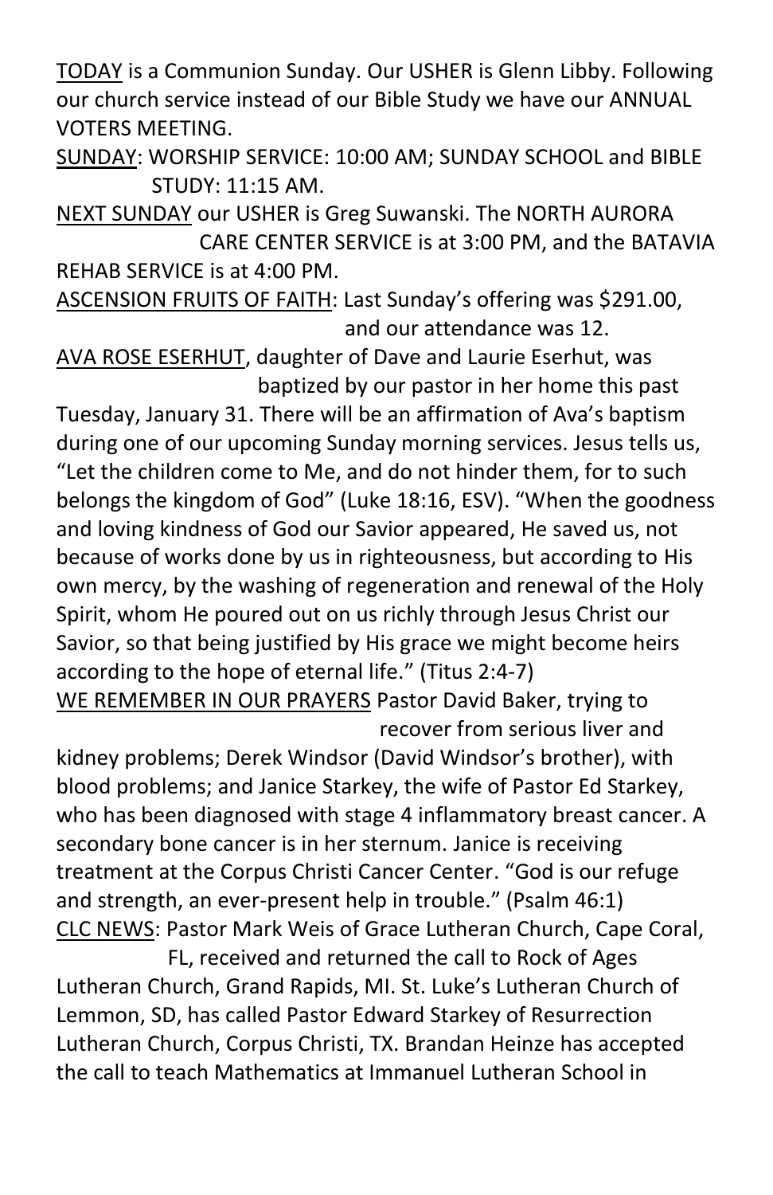TODAY is a Communion Sunday. Our USHER is Glenn Libby. Following our church service instead of our Bible Study we have our ANNUAL VOTERS MEETING.

SUNDAY: WORSHIP SERVICE: 10:00 AM; SUNDAY SCHOOL and BIBLE STUDY: 11:15 AM.

NEXT SUNDAY our USHER is Greg Suwanski. The NORTH AURORA CARE CENTER SERVICE is at 3:00 PM, and the BATAVIA REHAB SERVICE is at 4:00 PM.

ASCENSION FRUITS OF FAITH: Last Sunday's offering was $291.00, and our attendance was 12.

AVA ROSE ESERHUT, daughter of Dave and Laurie Eserhut, was baptized by our pastor in her home this past Tuesday, January 31. There will be an affirmation of Ava's baptism during one of our upcoming Sunday morning services. Jesus tells us, "Let the children come to Me, and do not hinder them, for to such belongs the kingdom of God" (Luke 18:16, ESV). "When the goodness and loving kindness of God our Savior appeared, He saved us, not because of works done by us in righteousness, but according to His own mercy, by the washing of regeneration and renewal of the Holy Spirit, whom He poured out on us richly through Jesus Christ our Savior, so that being justified by His grace we might become heirs according to the hope of eternal life." (Titus 2:4-7)

WE REMEMBER IN OUR PRAYERS Pastor David Baker, trying to recover from serious liver and kidney problems; Derek Windsor (David Windsor's brother), with blood problems; and Janice Starkey, the wife of Pastor Ed Starkey, who has been diagnosed with stage 4 inflammatory breast cancer. A secondary bone cancer is in her sternum. Janice is receiving treatment at the Corpus Christi Cancer Center. "God is our refuge and strength, an ever-present help in trouble." (Psalm 46:1)

CLC NEWS: Pastor Mark Weis of Grace Lutheran Church, Cape Coral, FL, received and returned the call to Rock of Ages Lutheran Church, Grand Rapids, MI. St. Luke's Lutheran Church of Lemmon, SD, has called Pastor Edward Starkey of Resurrection Lutheran Church, Corpus Christi, TX. Brandan Heinze has accepted the call to teach Mathematics at Immanuel Lutheran School in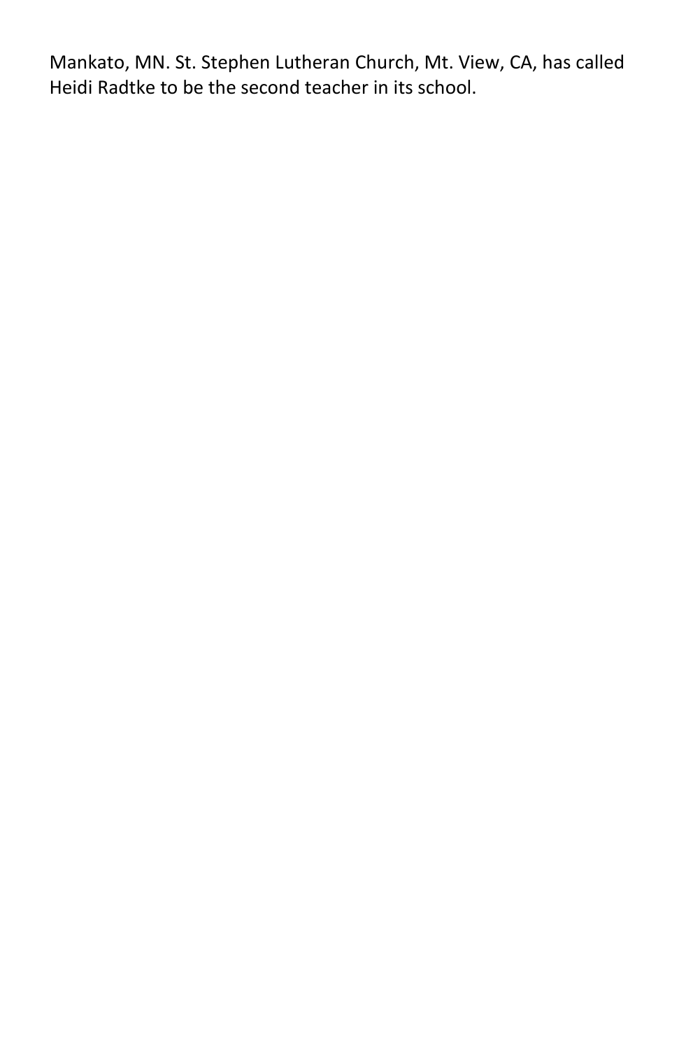Mankato, MN. St. Stephen Lutheran Church, Mt. View, CA, has called Heidi Radtke to be the second teacher in its school.